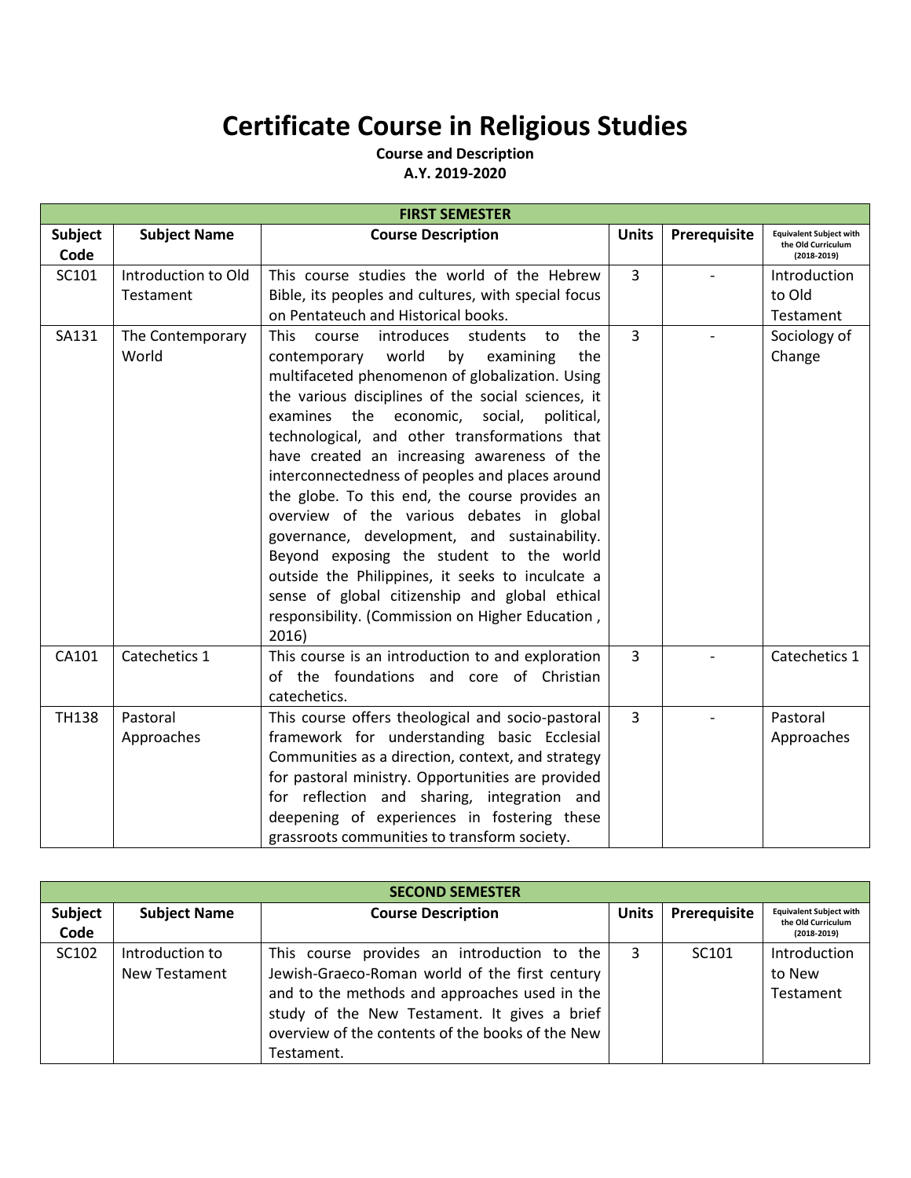# Certificate Course in Religious Studies

**Course and Description**
**A.Y. 2019-2020**

| FIRST SEMESTER | | | | | |
|---|---|---|---|---|---|
| **Subject Code** | **Subject Name** | **Course Description** | **Units** | **Prerequisite** | **Equivalent Subject with the Old Curriculum (2018-2019)** |
| SC101 | Introduction to Old Testament | This course studies the world of the Hebrew Bible, its peoples and cultures, with special focus on Pentateuch and Historical books. | 3 | - | Introduction to Old Testament |
| SA131 | The Contemporary World | This course introduces students to the contemporary world by examining the multifaceted phenomenon of globalization. Using the various disciplines of the social sciences, it examines the economic, social, political, technological, and other transformations that have created an increasing awareness of the interconnectedness of peoples and places around the globe. To this end, the course provides an overview of the various debates in global governance, development, and sustainability. Beyond exposing the student to the world outside the Philippines, it seeks to inculcate a sense of global citizenship and global ethical responsibility. (Commission on Higher Education , 2016) | 3 | - | Sociology of Change |
| CA101 | Catechetics 1 | This course is an introduction to and exploration of the foundations and core of Christian catechetics. | 3 | - | Catechetics 1 |
| TH138 | Pastoral Approaches | This course offers theological and socio-pastoral framework for understanding basic Ecclesial Communities as a direction, context, and strategy for pastoral ministry. Opportunities are provided for reflection and sharing, integration and deepening of experiences in fostering these grassroots communities to transform society. | 3 | - | Pastoral Approaches |

| SECOND SEMESTER | | | | | |
|---|---|---|---|---|---|
| **Subject Code** | **Subject Name** | **Course Description** | **Units** | **Prerequisite** | **Equivalent Subject with the Old Curriculum (2018-2019)** |
| SC102 | Introduction to New Testament | This course provides an introduction to the Jewish-Graeco-Roman world of the first century and to the methods and approaches used in the study of the New Testament. It gives a brief overview of the contents of the books of the New Testament. | 3 | SC101 | Introduction to New Testament |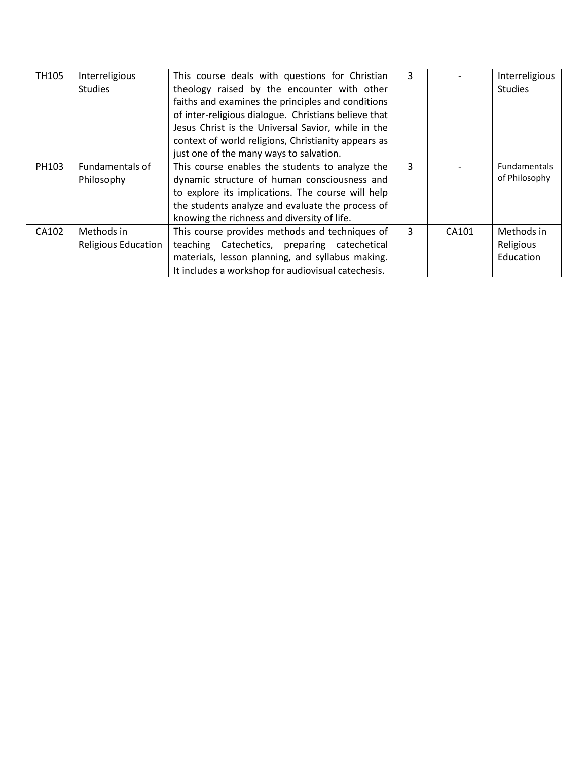| | | | | | |
|---|---|---|---|---|---|
| TH105 | Interreligious Studies | This course deals with questions for Christian theology raised by the encounter with other faiths and examines the principles and conditions of inter-religious dialogue. Christians believe that Jesus Christ is the Universal Savior, while in the context of world religions, Christianity appears as just one of the many ways to salvation. | 3 | - | Interreligious Studies |
| PH103 | Fundamentals of Philosophy | This course enables the students to analyze the dynamic structure of human consciousness and to explore its implications. The course will help the students analyze and evaluate the process of knowing the richness and diversity of life. | 3 | - | Fundamentals of Philosophy |
| CA102 | Methods in Religious Education | This course provides methods and techniques of teaching Catechetics, preparing catechetical materials, lesson planning, and syllabus making. It includes a workshop for audiovisual catechesis. | 3 | CA101 | Methods in Religious Education |